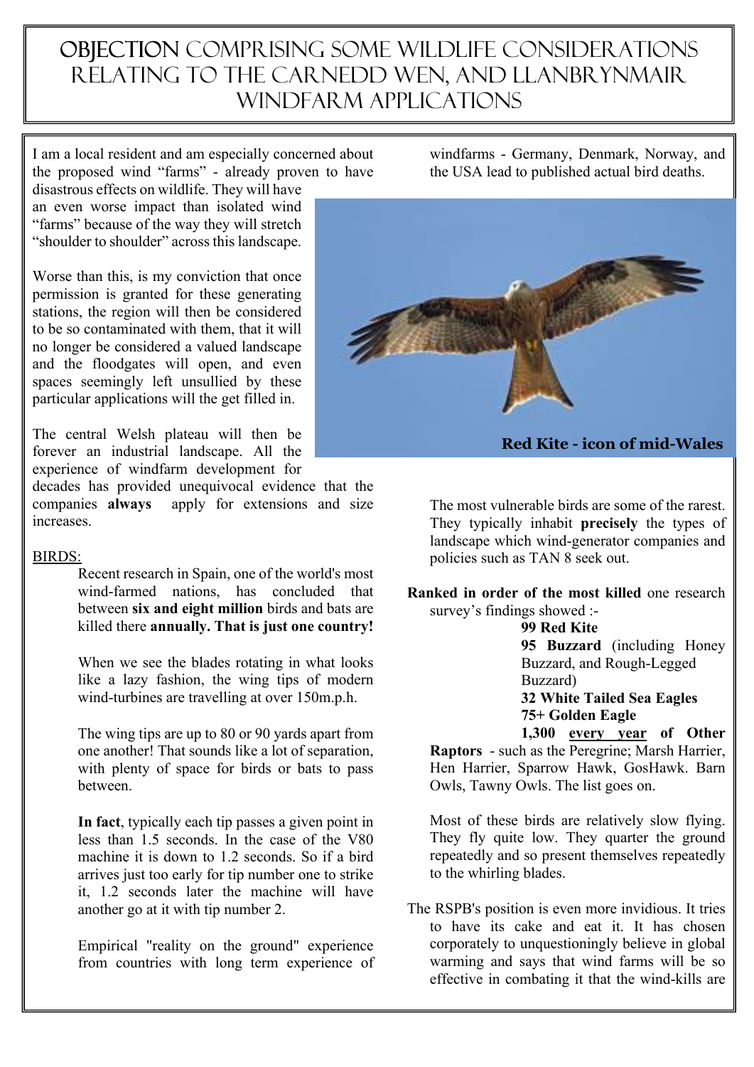# Objection comprising some wildlife considerations relating to the Carnedd Wen, and Llanbrynmair windfarm applications

I am a local resident and am especially concerned about the proposed wind "farms" - already proven to have disastrous effects on wildlife. They will have an even worse impact than isolated wind "farms" because of the way they will stretch "shoulder to shoulder" across this landscape.

Worse than this, is my conviction that once permission is granted for these generating stations, the region will then be considered to be so contaminated with them, that it will no longer be considered a valued landscape and the floodgates will open, and even spaces seemingly left unsullied by these particular applications will the get filled in.

The central Welsh plateau will then be forever an industrial landscape. All the experience of windfarm development for decades has provided unequivocal evidence that the companies **always** apply for extensions and size increases.

BIRDS:

Recent research in Spain, one of the world's most wind-farmed nations, has concluded that between **six and eight million** birds and bats are killed there **annually. That is just one country!**

When we see the blades rotating in what looks like a lazy fashion, the wing tips of modern wind-turbines are travelling at over 150m.p.h.

The wing tips are up to 80 or 90 yards apart from one another! That sounds like a lot of separation, with plenty of space for birds or bats to pass between.

**In fact**, typically each tip passes a given point in less than 1.5 seconds. In the case of the V80 machine it is down to 1.2 seconds. So if a bird arrives just too early for tip number one to strike it, 1.2 seconds later the machine will have another go at it with tip number 2.

Empirical "reality on the ground" experience from countries with long term experience of windfarms - Germany, Denmark, Norway, and the USA lead to published actual bird deaths.

**Red Kite - icon of mid-Wales**

The most vulnerable birds are some of the rarest. They typically inhabit **precisely** the types of landscape which wind-generator companies and policies such as TAN 8 seek out.

**Ranked in order of the most killed** one research survey's findings showed :-

**99 Red Kite**
**95 Buzzard** (including Honey Buzzard, and Rough-Legged Buzzard)
**32 White Tailed Sea Eagles**
**75+ Golden Eagle**
**1,300 <u>every year</u> of Other Raptors** - such as the Peregrine; Marsh Harrier, Hen Harrier, Sparrow Hawk, GosHawk. Barn Owls, Tawny Owls. The list goes on.

Most of these birds are relatively slow flying. They fly quite low. They quarter the ground repeatedly and so present themselves repeatedly to the whirling blades.

The RSPB's position is even more invidious. It tries to have its cake and eat it. It has chosen corporately to unquestioningly believe in global warming and says that wind farms will be so effective in combating it that the wind-kills are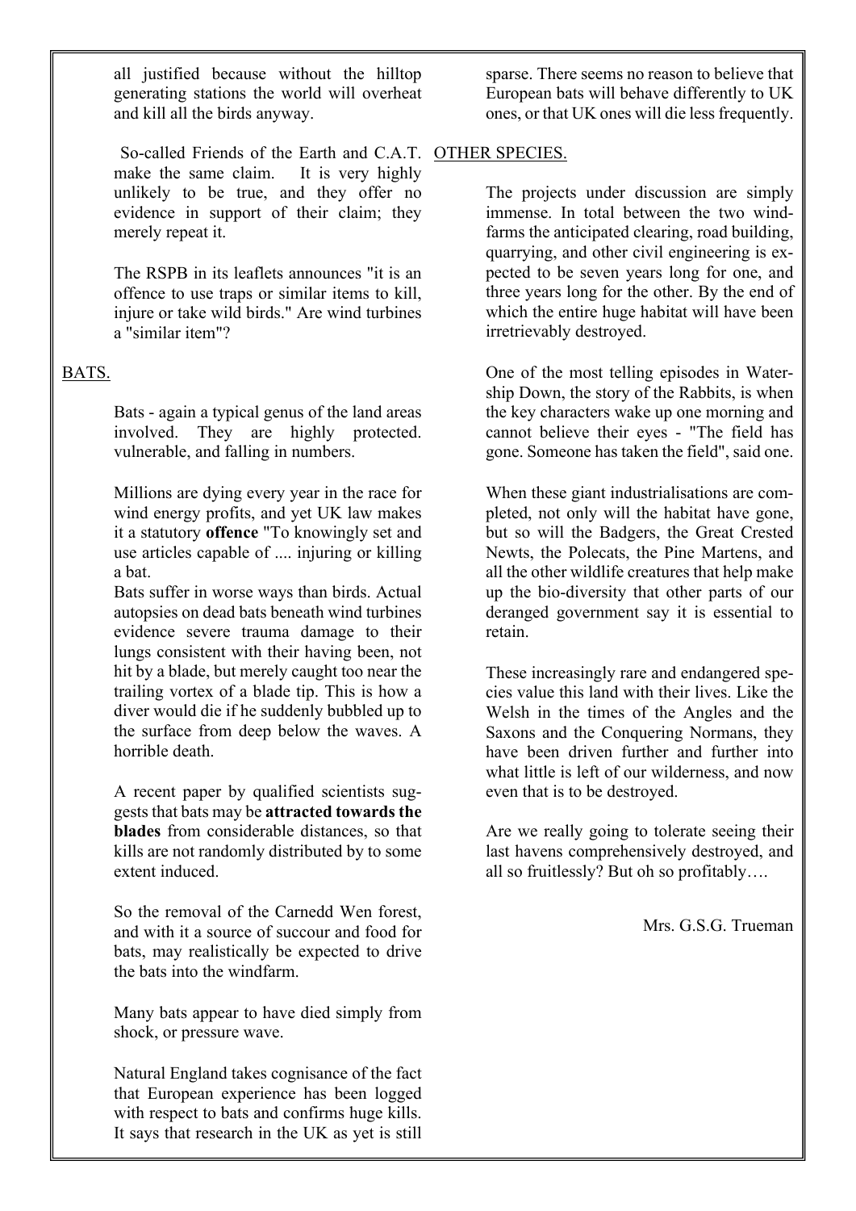all justified because without the hilltop generating stations the world will overheat and kill all the birds anyway.

So-called Friends of the Earth and C.A.T. make the same claim. It is very highly unlikely to be true, and they offer no evidence in support of their claim; they merely repeat it.

The RSPB in its leaflets announces "it is an offence to use traps or similar items to kill, injure or take wild birds." Are wind turbines a "similar item"?

## BATS.

Bats - again a typical genus of the land areas involved. They are highly protected. vulnerable, and falling in numbers.

Millions are dying every year in the race for wind energy profits, and yet UK law makes it a statutory **offence** "To knowingly set and use articles capable of .... injuring or killing a bat.

Bats suffer in worse ways than birds. Actual autopsies on dead bats beneath wind turbines evidence severe trauma damage to their lungs consistent with their having been, not hit by a blade, but merely caught too near the trailing vortex of a blade tip. This is how a diver would die if he suddenly bubbled up to the surface from deep below the waves. A horrible death.

A recent paper by qualified scientists suggests that bats may be **attracted towards the blades** from considerable distances, so that kills are not randomly distributed by to some extent induced.

So the removal of the Carnedd Wen forest, and with it a source of succour and food for bats, may realistically be expected to drive the bats into the windfarm.

Many bats appear to have died simply from shock, or pressure wave.

Natural England takes cognisance of the fact that European experience has been logged with respect to bats and confirms huge kills. It says that research in the UK as yet is still sparse. There seems no reason to believe that European bats will behave differently to UK ones, or that UK ones will die less frequently.

## OTHER SPECIES.

The projects under discussion are simply immense. In total between the two windfarms the anticipated clearing, road building, quarrying, and other civil engineering is expected to be seven years long for one, and three years long for the other. By the end of which the entire huge habitat will have been irretrievably destroyed.

One of the most telling episodes in Watership Down, the story of the Rabbits, is when the key characters wake up one morning and cannot believe their eyes - "The field has gone. Someone has taken the field", said one.

When these giant industrialisations are completed, not only will the habitat have gone, but so will the Badgers, the Great Crested Newts, the Polecats, the Pine Martens, and all the other wildlife creatures that help make up the bio-diversity that other parts of our deranged government say it is essential to retain.

These increasingly rare and endangered species value this land with their lives. Like the Welsh in the times of the Angles and the Saxons and the Conquering Normans, they have been driven further and further into what little is left of our wilderness, and now even that is to be destroyed.

Are we really going to tolerate seeing their last havens comprehensively destroyed, and all so fruitlessly? But oh so profitably….

Mrs. G.S.G. Trueman